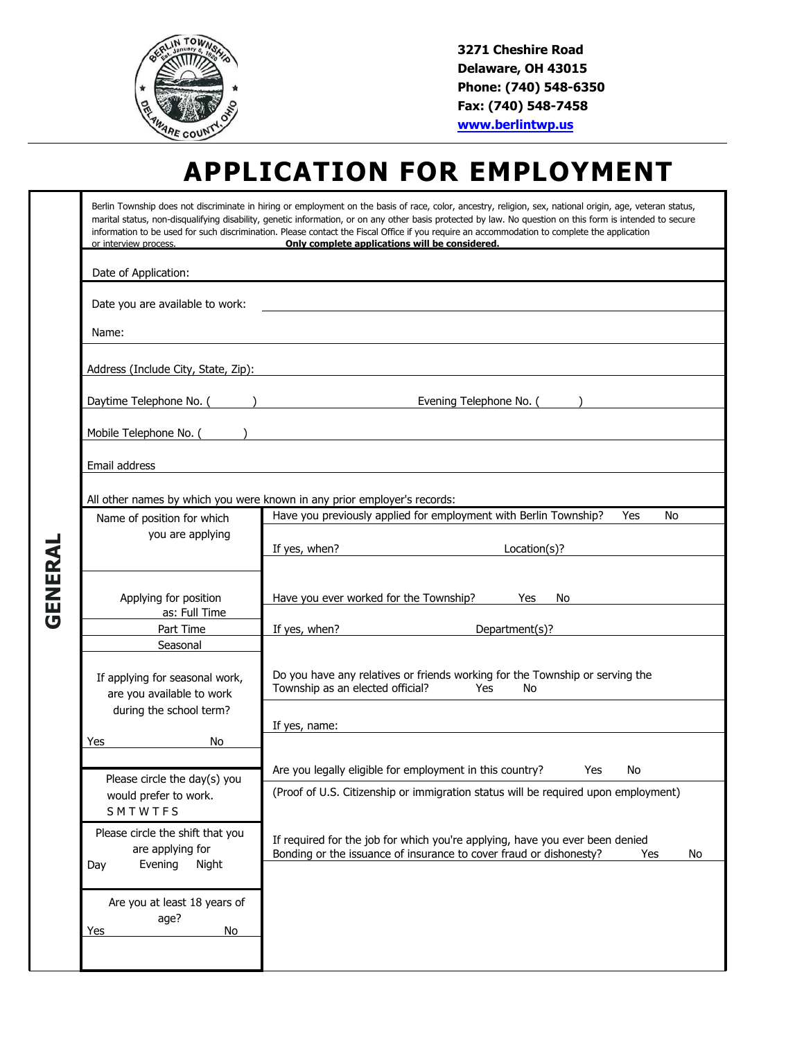3271 Cheshire Road
Delaware, OH 43015
Phone: (740) 548-6350
Fax: (740) 548-7458
www.berlintwp.us

# APPLICATION FOR EMPLOYMENT

## GENERAL

Berlin Township does not discriminate in hiring or employment on the basis of race, color, ancestry, religion, sex, national origin, age, veteran status, marital status, non-disqualifying disability, genetic information, or on any other basis protected by law. No question on this form is intended to secure information to be used for such discrimination. Please contact the Fiscal Office if you require an accommodation to complete the application or interview process. **Only complete applications will be considered.**

Date of Application:

Date you are available to work: ______________________________

Name:

Address (Include City, State, Zip): ______________________________

Daytime Telephone No. (      ) ______________ Evening Telephone No. (      ) ______________

Mobile Telephone No. (      ) ______________________________

Email address

All other names by which you were known in any prior employer's records:

| | |
|---|---|
| Name of position for which you are applying | Have you previously applied for employment with Berlin Township? Yes No<br><br>If yes, when? ______ Location(s)? ______ |
| Applying for position as: Full Time / Part Time / Seasonal | Have you ever worked for the Township? Yes No<br><br>If yes, when? ______ Department(s)? ______ |
| If applying for seasonal work, are you available to work during the school term?<br>Yes No | Do you have any relatives or friends working for the Township or serving the Township as an elected official? Yes No<br><br>If yes, name: ______ |
| Please circle the day(s) you would prefer to work.<br>S M T W T F S | Are you legally eligible for employment in this country? Yes No<br><br>(Proof of U.S. Citizenship or immigration status will be required upon employment) |
| Please circle the shift that you are applying for<br>Day Evening Night | If required for the job for which you're applying, have you ever been denied Bonding or the issuance of insurance to cover fraud or dishonesty? Yes No |
| Are you at least 18 years of age?<br>Yes No | |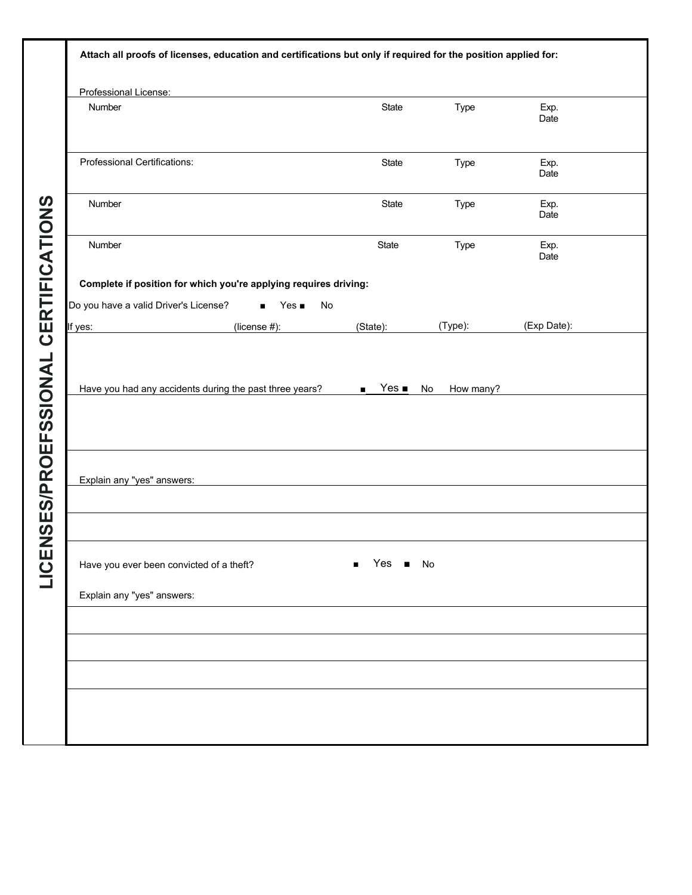## LICENSES/PROEFSSIONAL CERTIFICATIONS

**Attach all proofs of licenses, education and certifications but only if required for the position applied for:**

Professional License:

| Number | State | Type | Exp. Date |
|---|---|---|---|
| | | | |

| Professional Certifications: | State | Type | Exp. Date |
|---|---|---|---|
| Number | State | Type | Exp. Date |
| Number | State | Type | Exp. Date |

**Complete if position for which you're applying requires driving:**

Do you have a valid Driver's License? ■ Yes ■ No

If yes: (license #): (State): (Type): (Exp Date):

Have you had any accidents during the past three years? ■ Yes ■ No How many?

Explain any "yes" answers:

Have you ever been convicted of a theft? ■ Yes ■ No

Explain any "yes" answers: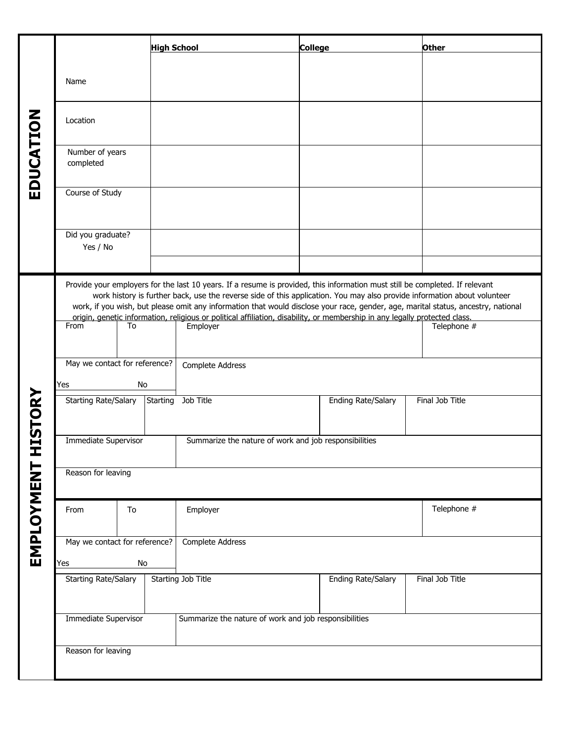## EDUCATION

| | High School | College | Other |
|---|---|---|---|
| Name | | | |
| Location | | | |
| Number of years completed | | | |
| Course of Study | | | |
| Did you graduate? Yes / No | | | |
| | | | |

## EMPLOYMENT HISTORY

Provide your employers for the last 10 years. If a resume is provided, this information must still be completed. If relevant work history is further back, use the reverse side of this application. You may also provide information about volunteer work, if you wish, but please omit any information that would disclose your race, gender, age, marital status, ancestry, national origin, genetic information, religious or political affiliation, disability, or membership in any legally protected class.

| From | To | Employer | | Telephone # |
|---|---|---|---|---|
| May we contact for reference? Yes No | | Complete Address | | |
| Starting Rate/Salary | Starting Job Title | | Ending Rate/Salary | Final Job Title |
| Immediate Supervisor | | Summarize the nature of work and job responsibilities | | |
| Reason for leaving | | | | |

| From | To | Employer | | Telephone # |
|---|---|---|---|---|
| May we contact for reference? Yes No | | Complete Address | | |
| Starting Rate/Salary | Starting Job Title | | Ending Rate/Salary | Final Job Title |
| Immediate Supervisor | | Summarize the nature of work and job responsibilities | | |
| Reason for leaving | | | | |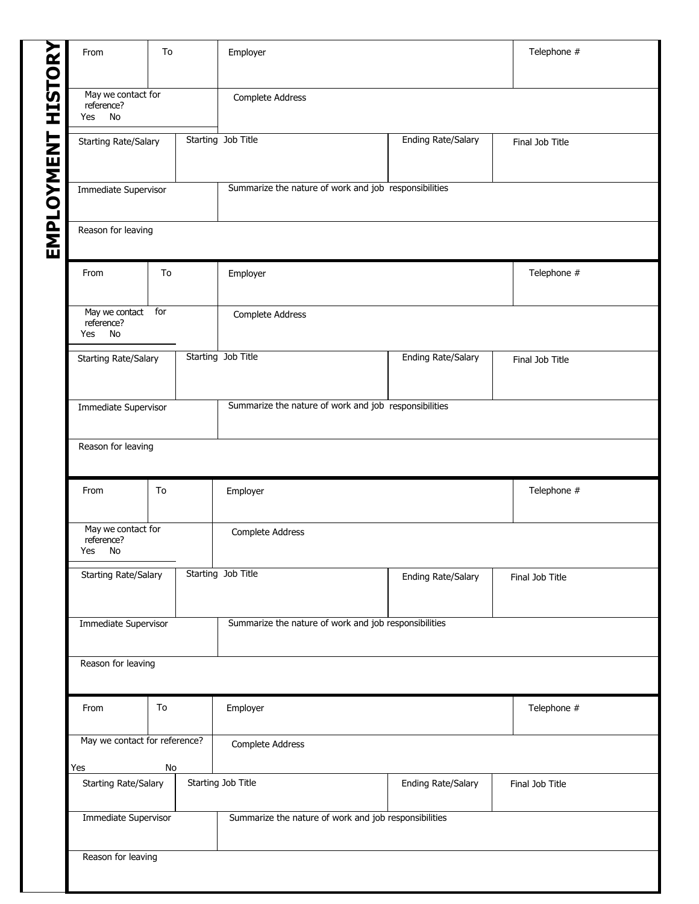# EMPLOYMENT HISTORY

| From | To | Employer | | Telephone # |
|---|---|---|---|---|
| May we contact for reference? Yes No | | Complete Address | | |
| Starting Rate/Salary | Starting Job Title | | Ending Rate/Salary | Final Job Title |
| Immediate Supervisor | Summarize the nature of work and job responsibilities | | | |
| Reason for leaving | | | | |

| From | To | Employer | | Telephone # |
|---|---|---|---|---|
| May we contact for reference? Yes No | | Complete Address | | |
| Starting Rate/Salary | Starting Job Title | | Ending Rate/Salary | Final Job Title |
| Immediate Supervisor | Summarize the nature of work and job responsibilities | | | |
| Reason for leaving | | | | |

| From | To | Employer | | Telephone # |
|---|---|---|---|---|
| May we contact for reference? Yes No | | Complete Address | | |
| Starting Rate/Salary | Starting Job Title | | Ending Rate/Salary | Final Job Title |
| Immediate Supervisor | Summarize the nature of work and job responsibilities | | | |
| Reason for leaving | | | | |

| From | To | Employer | | Telephone # |
|---|---|---|---|---|
| May we contact for reference? Yes No | | Complete Address | | |
| Starting Rate/Salary | Starting Job Title | | Ending Rate/Salary | Final Job Title |
| Immediate Supervisor | Summarize the nature of work and job responsibilities | | | |
| Reason for leaving | | | | |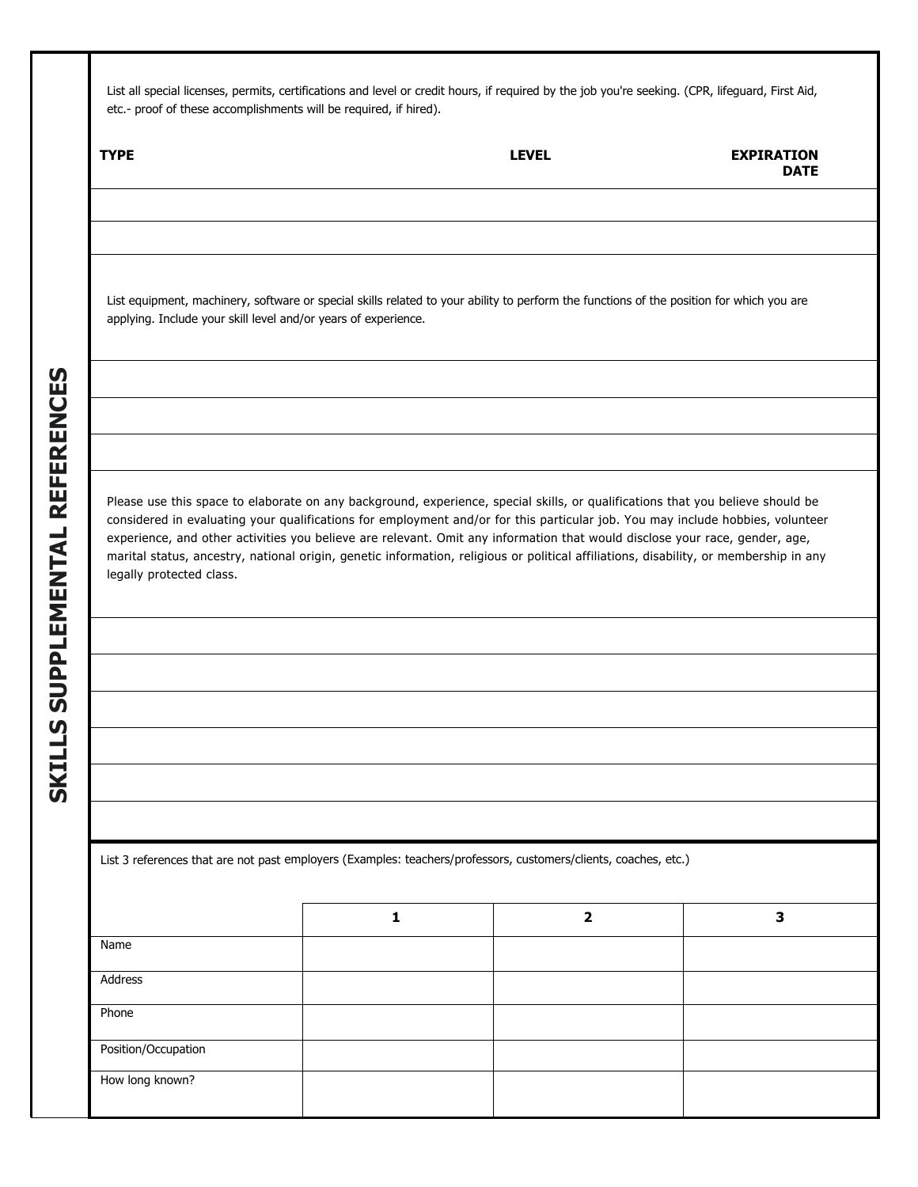## SKILLS SUPPLEMENTAL REFERENCES

List all special licenses, permits, certifications and level or credit hours, if required by the job you're seeking. (CPR, lifeguard, First Aid, etc.- proof of these accomplishments will be required, if hired).

| TYPE | LEVEL | EXPIRATION DATE |
| --- | --- | --- |
| | | |
| | | |

List equipment, machinery, software or special skills related to your ability to perform the functions of the position for which you are applying. Include your skill level and/or years of experience.

| |
| --- |
| |
| |
| |

Please use this space to elaborate on any background, experience, special skills, or qualifications that you believe should be considered in evaluating your qualifications for employment and/or for this particular job. You may include hobbies, volunteer experience, and other activities you believe are relevant. Omit any information that would disclose your race, gender, age, marital status, ancestry, national origin, genetic information, religious or political affiliations, disability, or membership in any legally protected class.

| |
| --- |
| |
| |
| |
| |
| |
| |

List 3 references that are not past employers (Examples: teachers/professors, customers/clients, coaches, etc.)

| | 1 | 2 | 3 |
| --- | --- | --- | --- |
| Name | | | |
| Address | | | |
| Phone | | | |
| Position/Occupation | | | |
| How long known? | | | |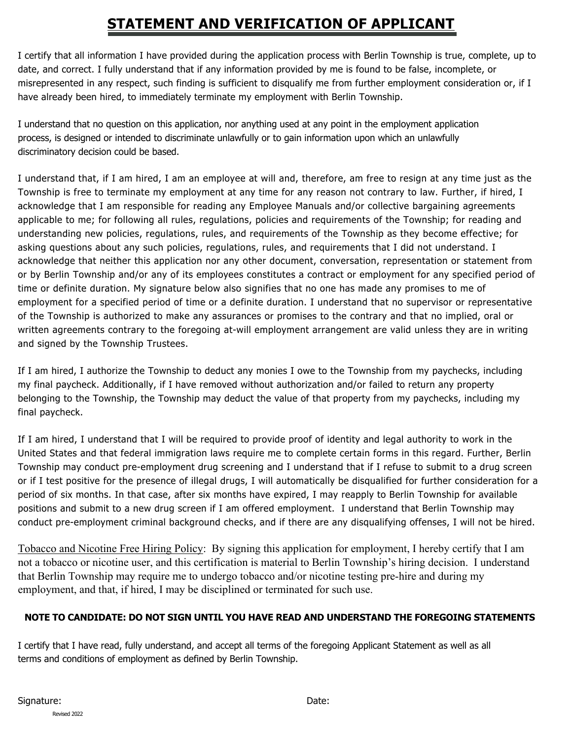# STATEMENT AND VERIFICATION OF APPLICANT

I certify that all information I have provided during the application process with Berlin Township is true, complete, up to date, and correct. I fully understand that if any information provided by me is found to be false, incomplete, or misrepresented in any respect, such finding is sufficient to disqualify me from further employment consideration or, if I have already been hired, to immediately terminate my employment with Berlin Township.

I understand that no question on this application, nor anything used at any point in the employment application process, is designed or intended to discriminate unlawfully or to gain information upon which an unlawfully discriminatory decision could be based.

I understand that, if I am hired, I am an employee at will and, therefore, am free to resign at any time just as the Township is free to terminate my employment at any time for any reason not contrary to law. Further, if hired, I acknowledge that I am responsible for reading any Employee Manuals and/or collective bargaining agreements applicable to me; for following all rules, regulations, policies and requirements of the Township; for reading and understanding new policies, regulations, rules, and requirements of the Township as they become effective; for asking questions about any such policies, regulations, rules, and requirements that I did not understand. I acknowledge that neither this application nor any other document, conversation, representation or statement from or by Berlin Township and/or any of its employees constitutes a contract or employment for any specified period of time or definite duration. My signature below also signifies that no one has made any promises to me of employment for a specified period of time or a definite duration. I understand that no supervisor or representative of the Township is authorized to make any assurances or promises to the contrary and that no implied, oral or written agreements contrary to the foregoing at-will employment arrangement are valid unless they are in writing and signed by the Township Trustees.

If I am hired, I authorize the Township to deduct any monies I owe to the Township from my paychecks, including my final paycheck. Additionally, if I have removed without authorization and/or failed to return any property belonging to the Township, the Township may deduct the value of that property from my paychecks, including my final paycheck.

If I am hired, I understand that I will be required to provide proof of identity and legal authority to work in the United States and that federal immigration laws require me to complete certain forms in this regard. Further, Berlin Township may conduct pre-employment drug screening and I understand that if I refuse to submit to a drug screen or if I test positive for the presence of illegal drugs, I will automatically be disqualified for further consideration for a period of six months. In that case, after six months have expired, I may reapply to Berlin Township for available positions and submit to a new drug screen if I am offered employment. I understand that Berlin Township may conduct pre-employment criminal background checks, and if there are any disqualifying offenses, I will not be hired.

Tobacco and Nicotine Free Hiring Policy: By signing this application for employment, I hereby certify that I am not a tobacco or nicotine user, and this certification is material to Berlin Township's hiring decision. I understand that Berlin Township may require me to undergo tobacco and/or nicotine testing pre-hire and during my employment, and that, if hired, I may be disciplined or terminated for such use.

**NOTE TO CANDIDATE: DO NOT SIGN UNTIL YOU HAVE READ AND UNDERSTAND THE FOREGOING STATEMENTS**

I certify that I have read, fully understand, and accept all terms of the foregoing Applicant Statement as well as all terms and conditions of employment as defined by Berlin Township.

Signature: Date:

Revised 2022